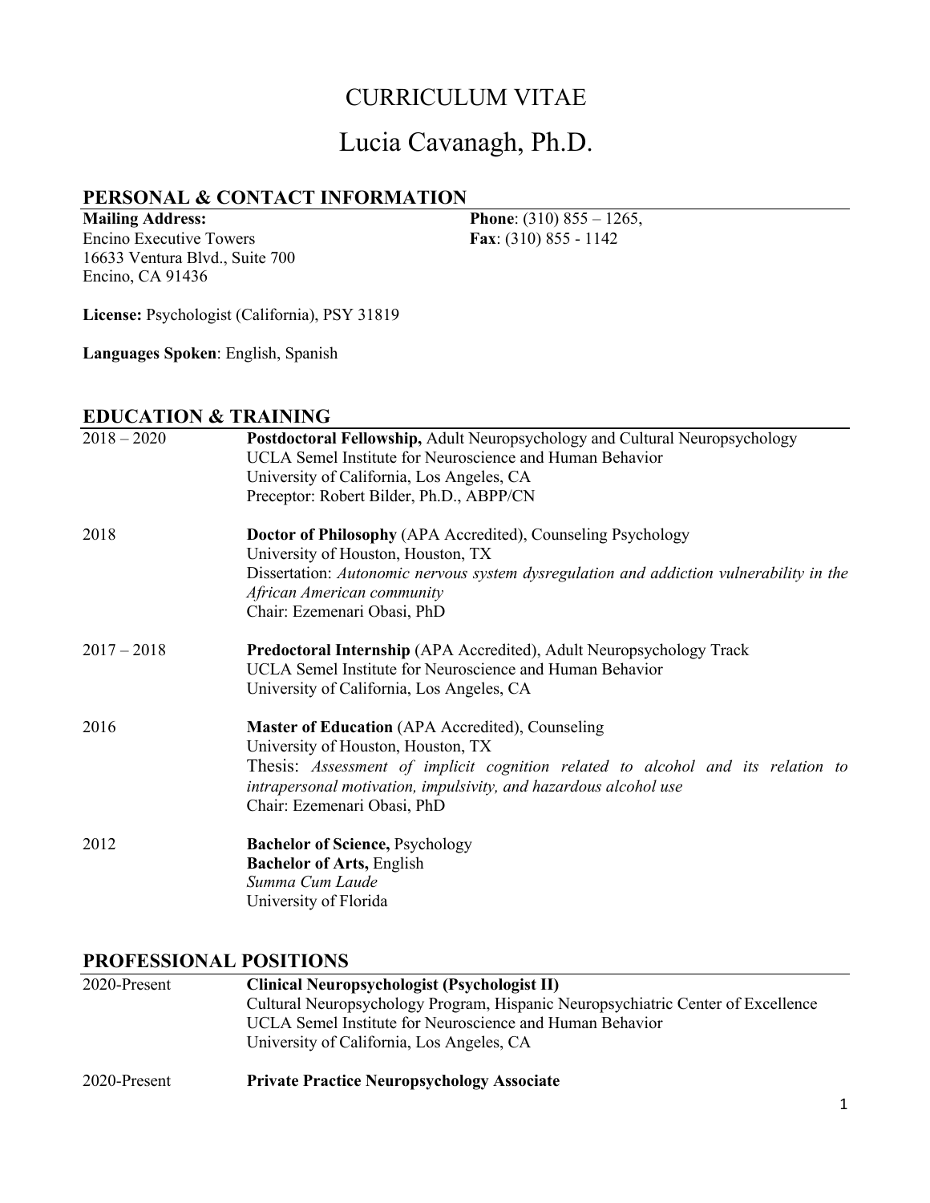# CURRICULUM VITAE

# Lucia Cavanagh, Ph.D.

## PERSONAL & CONTACT INFORMATION

**Mailing Address:**
Encino Executive Towers
16633 Ventura Blvd., Suite 700
Encino, CA 91436

**Phone**: (310) 855 – 1265,
**Fax**: (310) 855 - 1142

**License:** Psychologist (California), PSY 31819

**Languages Spoken**: English, Spanish

## EDUCATION & TRAINING

| | |
|---|---|
| 2018 – 2020 | **Postdoctoral Fellowship,** Adult Neuropsychology and Cultural Neuropsychology<br>UCLA Semel Institute for Neuroscience and Human Behavior<br>University of California, Los Angeles, CA<br>Preceptor: Robert Bilder, Ph.D., ABPP/CN |
| 2018 | **Doctor of Philosophy** (APA Accredited), Counseling Psychology<br>University of Houston, Houston, TX<br>Dissertation: *Autonomic nervous system dysregulation and addiction vulnerability in the African American community*<br>Chair: Ezemenari Obasi, PhD |
| 2017 – 2018 | **Predoctoral Internship** (APA Accredited), Adult Neuropsychology Track<br>UCLA Semel Institute for Neuroscience and Human Behavior<br>University of California, Los Angeles, CA |
| 2016 | **Master of Education** (APA Accredited), Counseling<br>University of Houston, Houston, TX<br>Thesis: *Assessment of implicit cognition related to alcohol and its relation to intrapersonal motivation, impulsivity, and hazardous alcohol use*<br>Chair: Ezemenari Obasi, PhD |
| 2012 | **Bachelor of Science,** Psychology<br>**Bachelor of Arts,** English<br>*Summa Cum Laude*<br>University of Florida |

## PROFESSIONAL POSITIONS

| | |
|---|---|
| 2020-Present | **Clinical Neuropsychologist (Psychologist II)**<br>Cultural Neuropsychology Program, Hispanic Neuropsychiatric Center of Excellence<br>UCLA Semel Institute for Neuroscience and Human Behavior<br>University of California, Los Angeles, CA |
| 2020-Present | **Private Practice Neuropsychology Associate** |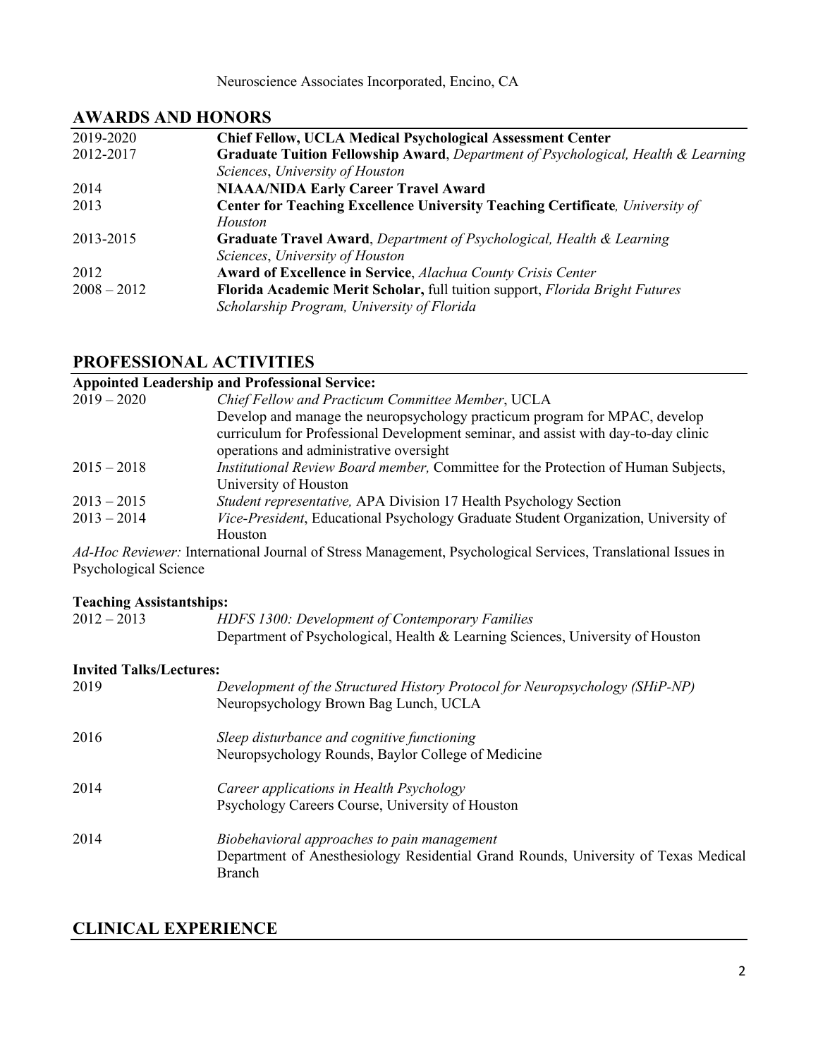Neuroscience Associates Incorporated, Encino, CA

## AWARDS AND HONORS

| | |
|---|---|
| 2019-2020 | **Chief Fellow, UCLA Medical Psychological Assessment Center** |
| 2012-2017 | **Graduate Tuition Fellowship Award**, *Department of Psychological, Health & Learning Sciences*, *University of Houston* |
| 2014 | **NIAAA/NIDA Early Career Travel Award** |
| 2013 | **Center for Teaching Excellence University Teaching Certificate**, *University of Houston* |
| 2013-2015 | **Graduate Travel Award**, *Department of Psychological, Health & Learning Sciences*, *University of Houston* |
| 2012 | **Award of Excellence in Service**, *Alachua County Crisis Center* |
| 2008 – 2012 | **Florida Academic Merit Scholar,** full tuition support, *Florida Bright Futures Scholarship Program, University of Florida* |

## PROFESSIONAL ACTIVITIES

**Appointed Leadership and Professional Service:**

| | |
|---|---|
| 2019 – 2020 | *Chief Fellow and Practicum Committee Member*, UCLA<br>Develop and manage the neuropsychology practicum program for MPAC, develop curriculum for Professional Development seminar, and assist with day-to-day clinic operations and administrative oversight |
| 2015 – 2018 | *Institutional Review Board member,* Committee for the Protection of Human Subjects, University of Houston |
| 2013 – 2015 | *Student representative,* APA Division 17 Health Psychology Section |
| 2013 – 2014 | *Vice-President*, Educational Psychology Graduate Student Organization, University of Houston |

*Ad-Hoc Reviewer:* International Journal of Stress Management, Psychological Services, Translational Issues in Psychological Science

**Teaching Assistantships:**

| | |
|---|---|
| 2012 – 2013 | *HDFS 1300: Development of Contemporary Families*<br>Department of Psychological, Health & Learning Sciences, University of Houston |

**Invited Talks/Lectures:**

| | |
|---|---|
| 2019 | *Development of the Structured History Protocol for Neuropsychology (SHiP-NP)*<br>Neuropsychology Brown Bag Lunch, UCLA |
| 2016 | *Sleep disturbance and cognitive functioning*<br>Neuropsychology Rounds, Baylor College of Medicine |
| 2014 | *Career applications in Health Psychology*<br>Psychology Careers Course, University of Houston |
| 2014 | *Biobehavioral approaches to pain management*<br>Department of Anesthesiology Residential Grand Rounds, University of Texas Medical Branch |

## CLINICAL EXPERIENCE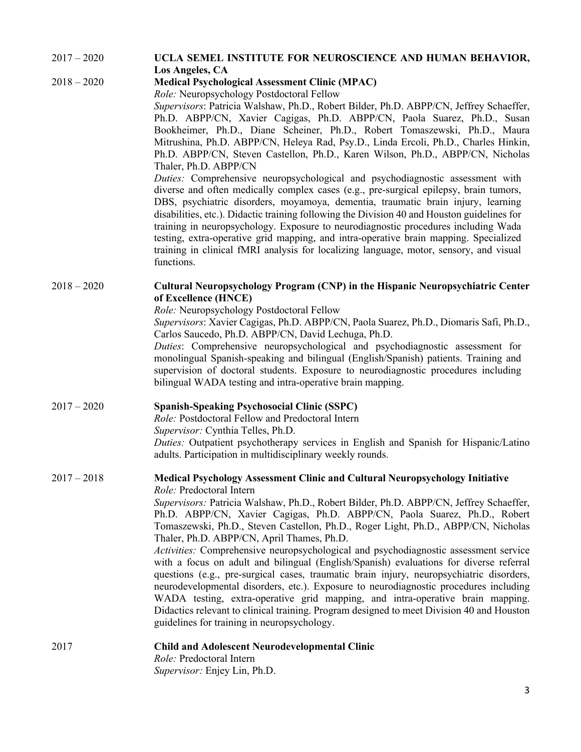2017 – 2020 **UCLA SEMEL INSTITUTE FOR NEUROSCIENCE AND HUMAN BEHAVIOR, Los Angeles, CA**

2018 – 2020 **Medical Psychological Assessment Clinic (MPAC)**

*Role:* Neuropsychology Postdoctoral Fellow

*Supervisors*: Patricia Walshaw, Ph.D., Robert Bilder, Ph.D. ABPP/CN, Jeffrey Schaeffer, Ph.D. ABPP/CN, Xavier Cagigas, Ph.D. ABPP/CN, Paola Suarez, Ph.D., Susan Bookheimer, Ph.D., Diane Scheiner, Ph.D., Robert Tomaszewski, Ph.D., Maura Mitrushina, Ph.D. ABPP/CN, Heleya Rad, Psy.D., Linda Ercoli, Ph.D., Charles Hinkin, Ph.D. ABPP/CN, Steven Castellon, Ph.D., Karen Wilson, Ph.D., ABPP/CN, Nicholas Thaler, Ph.D. ABPP/CN

*Duties:* Comprehensive neuropsychological and psychodiagnostic assessment with diverse and often medically complex cases (e.g., pre-surgical epilepsy, brain tumors, DBS, psychiatric disorders, moyamoya, dementia, traumatic brain injury, learning disabilities, etc.). Didactic training following the Division 40 and Houston guidelines for training in neuropsychology. Exposure to neurodiagnostic procedures including Wada testing, extra-operative grid mapping, and intra-operative brain mapping. Specialized training in clinical fMRI analysis for localizing language, motor, sensory, and visual functions.

2018 – 2020 **Cultural Neuropsychology Program (CNP) in the Hispanic Neuropsychiatric Center of Excellence (HNCE)**

*Role:* Neuropsychology Postdoctoral Fellow

*Supervisors*: Xavier Cagigas, Ph.D. ABPP/CN, Paola Suarez, Ph.D., Diomaris Safi, Ph.D., Carlos Saucedo, Ph.D. ABPP/CN, David Lechuga, Ph.D.

*Duties*: Comprehensive neuropsychological and psychodiagnostic assessment for monolingual Spanish-speaking and bilingual (English/Spanish) patients. Training and supervision of doctoral students. Exposure to neurodiagnostic procedures including bilingual WADA testing and intra-operative brain mapping.

2017 – 2020 **Spanish-Speaking Psychosocial Clinic (SSPC)**

*Role:* Postdoctoral Fellow and Predoctoral Intern

*Supervisor:* Cynthia Telles, Ph.D.

*Duties:* Outpatient psychotherapy services in English and Spanish for Hispanic/Latino adults. Participation in multidisciplinary weekly rounds.

2017 – 2018 **Medical Psychology Assessment Clinic and Cultural Neuropsychology Initiative**

*Role:* Predoctoral Intern

*Supervisors:* Patricia Walshaw, Ph.D., Robert Bilder, Ph.D. ABPP/CN, Jeffrey Schaeffer, Ph.D. ABPP/CN, Xavier Cagigas, Ph.D. ABPP/CN, Paola Suarez, Ph.D., Robert Tomaszewski, Ph.D., Steven Castellon, Ph.D., Roger Light, Ph.D., ABPP/CN, Nicholas Thaler, Ph.D. ABPP/CN, April Thames, Ph.D.

*Activities:* Comprehensive neuropsychological and psychodiagnostic assessment service with a focus on adult and bilingual (English/Spanish) evaluations for diverse referral questions (e.g., pre-surgical cases, traumatic brain injury, neuropsychiatric disorders, neurodevelopmental disorders, etc.). Exposure to neurodiagnostic procedures including WADA testing, extra-operative grid mapping, and intra-operative brain mapping. Didactics relevant to clinical training. Program designed to meet Division 40 and Houston guidelines for training in neuropsychology.

2017 **Child and Adolescent Neurodevelopmental Clinic**

*Role:* Predoctoral Intern

*Supervisor:* Enjey Lin, Ph.D.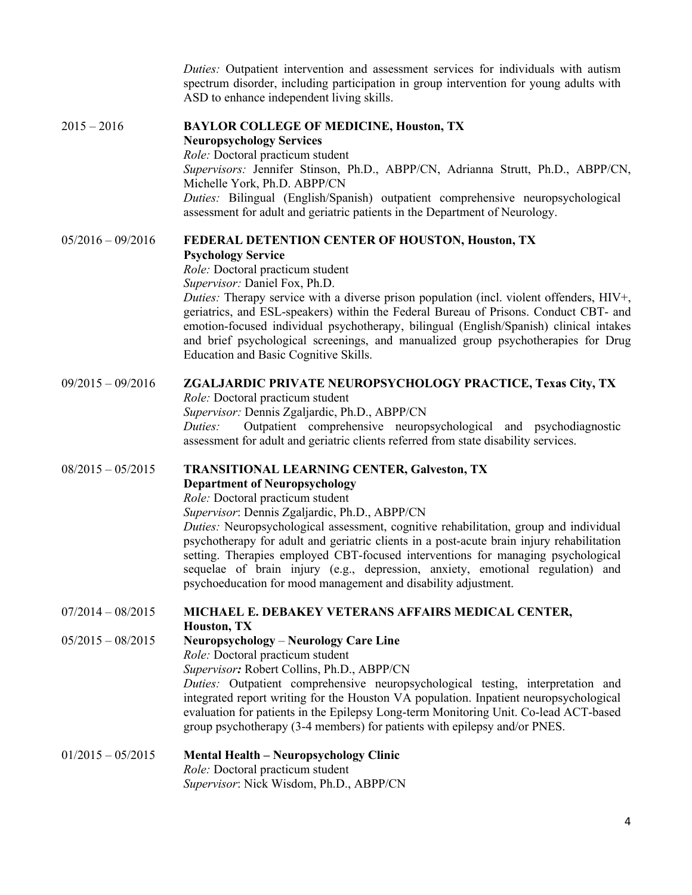*Duties:* Outpatient intervention and assessment services for individuals with autism spectrum disorder, including participation in group intervention for young adults with ASD to enhance independent living skills.

2015 – 2016 **BAYLOR COLLEGE OF MEDICINE, Houston, TX**
**Neuropsychology Services**
*Role:* Doctoral practicum student
*Supervisors:* Jennifer Stinson, Ph.D., ABPP/CN, Adrianna Strutt, Ph.D., ABPP/CN, Michelle York, Ph.D. ABPP/CN
*Duties:* Bilingual (English/Spanish) outpatient comprehensive neuropsychological assessment for adult and geriatric patients in the Department of Neurology.

05/2016 – 09/2016 **FEDERAL DETENTION CENTER OF HOUSTON, Houston, TX**
**Psychology Service**
*Role:* Doctoral practicum student
*Supervisor:* Daniel Fox, Ph.D.
*Duties:* Therapy service with a diverse prison population (incl. violent offenders, HIV+, geriatrics, and ESL-speakers) within the Federal Bureau of Prisons. Conduct CBT- and emotion-focused individual psychotherapy, bilingual (English/Spanish) clinical intakes and brief psychological screenings, and manualized group psychotherapies for Drug Education and Basic Cognitive Skills.

09/2015 – 09/2016 **ZGALJARDIC PRIVATE NEUROPSYCHOLOGY PRACTICE, Texas City, TX**
*Role:* Doctoral practicum student
*Supervisor:* Dennis Zgaljardic, Ph.D., ABPP/CN
*Duties:* Outpatient comprehensive neuropsychological and psychodiagnostic assessment for adult and geriatric clients referred from state disability services.

08/2015 – 05/2015 **TRANSITIONAL LEARNING CENTER, Galveston, TX**
**Department of Neuropsychology**
*Role:* Doctoral practicum student
*Supervisor*: Dennis Zgaljardic, Ph.D., ABPP/CN
*Duties:* Neuropsychological assessment, cognitive rehabilitation, group and individual psychotherapy for adult and geriatric clients in a post-acute brain injury rehabilitation setting. Therapies employed CBT-focused interventions for managing psychological sequelae of brain injury (e.g., depression, anxiety, emotional regulation) and psychoeducation for mood management and disability adjustment.

07/2014 – 08/2015 **MICHAEL E. DEBAKEY VETERANS AFFAIRS MEDICAL CENTER, Houston, TX**

05/2015 – 08/2015 **Neuropsychology – Neurology Care Line**
*Role:* Doctoral practicum student
*Supervisor:* Robert Collins, Ph.D., ABPP/CN
*Duties:* Outpatient comprehensive neuropsychological testing, interpretation and integrated report writing for the Houston VA population. Inpatient neuropsychological evaluation for patients in the Epilepsy Long-term Monitoring Unit. Co-lead ACT-based group psychotherapy (3-4 members) for patients with epilepsy and/or PNES.

01/2015 – 05/2015 **Mental Health – Neuropsychology Clinic**
*Role:* Doctoral practicum student
*Supervisor*: Nick Wisdom, Ph.D., ABPP/CN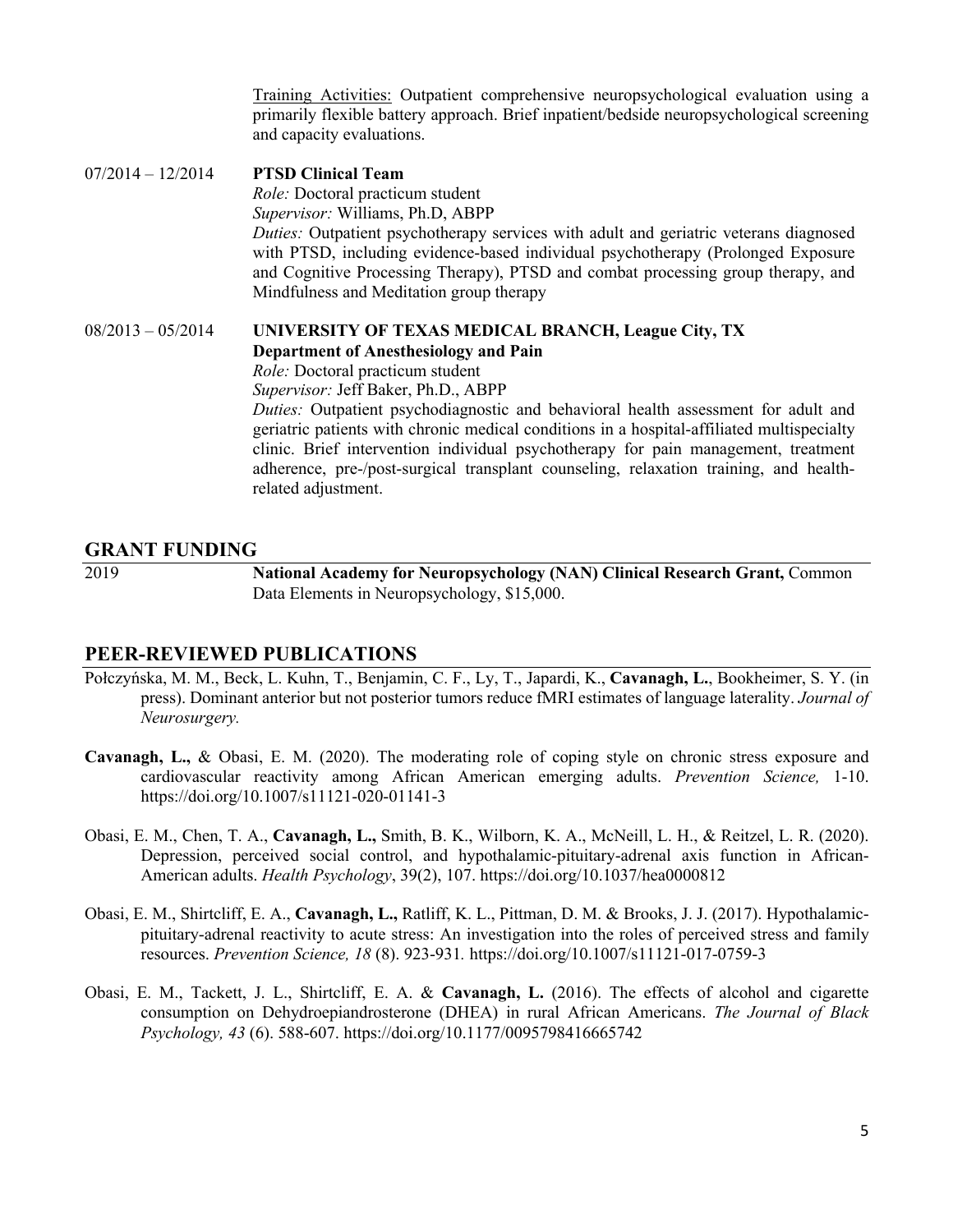Training Activities: Outpatient comprehensive neuropsychological evaluation using a primarily flexible battery approach. Brief inpatient/bedside neuropsychological screening and capacity evaluations.

07/2014 – 12/2014 **PTSD Clinical Team**
*Role:* Doctoral practicum student
*Supervisor:* Williams, Ph.D, ABPP
*Duties:* Outpatient psychotherapy services with adult and geriatric veterans diagnosed with PTSD, including evidence-based individual psychotherapy (Prolonged Exposure and Cognitive Processing Therapy), PTSD and combat processing group therapy, and Mindfulness and Meditation group therapy

08/2013 – 05/2014 **UNIVERSITY OF TEXAS MEDICAL BRANCH, League City, TX**
**Department of Anesthesiology and Pain**
*Role:* Doctoral practicum student
*Supervisor:* Jeff Baker, Ph.D., ABPP
*Duties:* Outpatient psychodiagnostic and behavioral health assessment for adult and geriatric patients with chronic medical conditions in a hospital-affiliated multispecialty clinic. Brief intervention individual psychotherapy for pain management, treatment adherence, pre-/post-surgical transplant counseling, relaxation training, and health-related adjustment.

## GRANT FUNDING

2019 **National Academy for Neuropsychology (NAN) Clinical Research Grant,** Common Data Elements in Neuropsychology, $15,000.

## PEER-REVIEWED PUBLICATIONS

Połczyńska, M. M., Beck, L. Kuhn, T., Benjamin, C. F., Ly, T., Japardi, K., **Cavanagh, L.**, Bookheimer, S. Y. (in press). Dominant anterior but not posterior tumors reduce fMRI estimates of language laterality. *Journal of Neurosurgery.*

**Cavanagh, L.,** & Obasi, E. M. (2020). The moderating role of coping style on chronic stress exposure and cardiovascular reactivity among African American emerging adults. *Prevention Science,* 1-10. https://doi.org/10.1007/s11121-020-01141-3

Obasi, E. M., Chen, T. A., **Cavanagh, L.,** Smith, B. K., Wilborn, K. A., McNeill, L. H., & Reitzel, L. R. (2020). Depression, perceived social control, and hypothalamic-pituitary-adrenal axis function in African-American adults. *Health Psychology*, 39(2), 107. https://doi.org/10.1037/hea0000812

Obasi, E. M., Shirtcliff, E. A., **Cavanagh, L.,** Ratliff, K. L., Pittman, D. M. & Brooks, J. J. (2017). Hypothalamic-pituitary-adrenal reactivity to acute stress: An investigation into the roles of perceived stress and family resources. *Prevention Science, 18* (8). 923-931. https://doi.org/10.1007/s11121-017-0759-3

Obasi, E. M., Tackett, J. L., Shirtcliff, E. A. & **Cavanagh, L.** (2016). The effects of alcohol and cigarette consumption on Dehydroepiandrosterone (DHEA) in rural African Americans. *The Journal of Black Psychology, 43* (6). 588-607. https://doi.org/10.1177/0095798416665742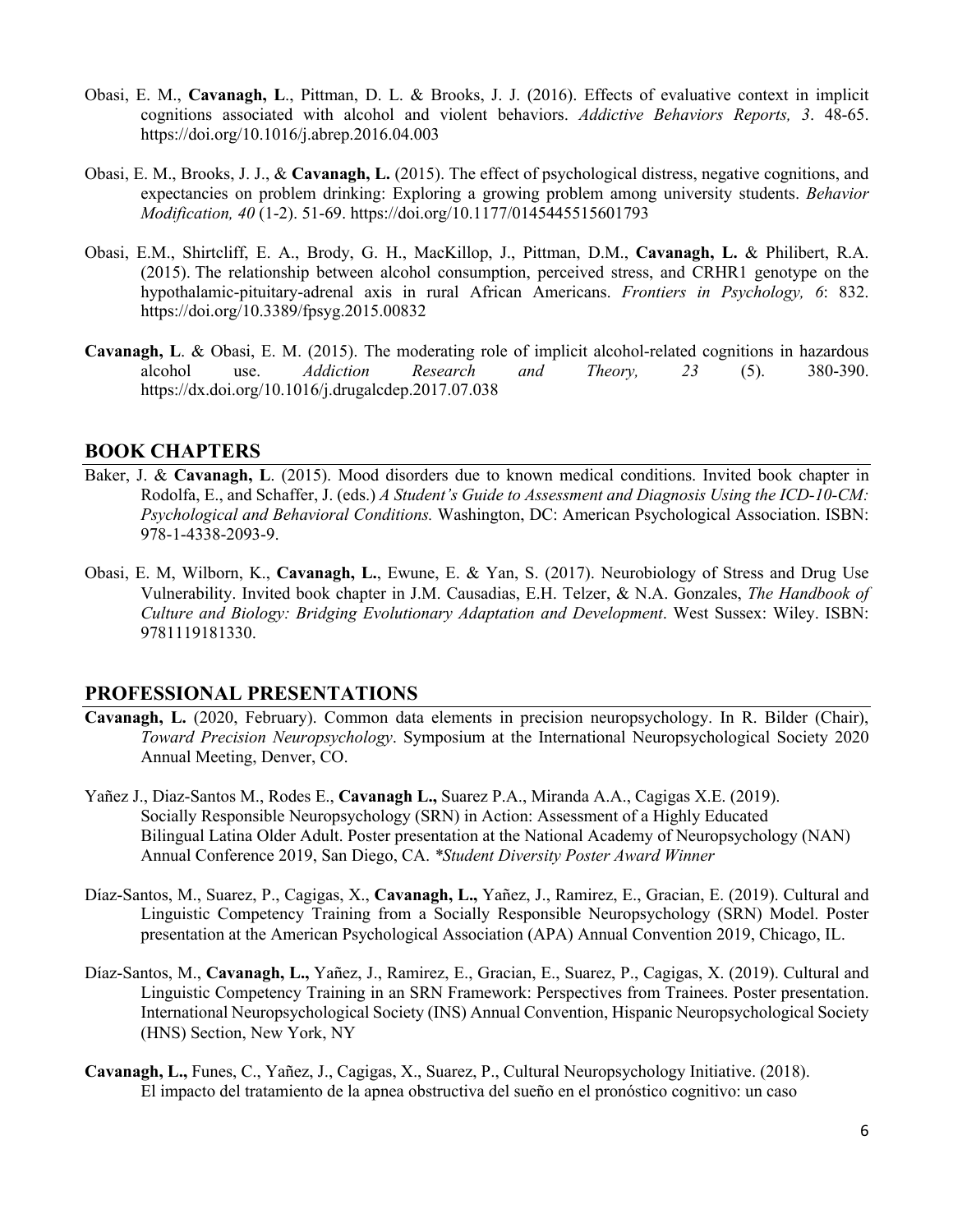Obasi, E. M., **Cavanagh, L**., Pittman, D. L. & Brooks, J. J. (2016). Effects of evaluative context in implicit cognitions associated with alcohol and violent behaviors. *Addictive Behaviors Reports, 3*. 48-65. https://doi.org/10.1016/j.abrep.2016.04.003

Obasi, E. M., Brooks, J. J., & **Cavanagh, L.** (2015). The effect of psychological distress, negative cognitions, and expectancies on problem drinking: Exploring a growing problem among university students. *Behavior Modification, 40* (1-2). 51-69. https://doi.org/10.1177/0145445515601793

Obasi, E.M., Shirtcliff, E. A., Brody, G. H., MacKillop, J., Pittman, D.M., **Cavanagh, L.** & Philibert, R.A. (2015). The relationship between alcohol consumption, perceived stress, and CRHR1 genotype on the hypothalamic-pituitary-adrenal axis in rural African Americans. *Frontiers in Psychology, 6*: 832. https://doi.org/10.3389/fpsyg.2015.00832

**Cavanagh, L**. & Obasi, E. M. (2015). The moderating role of implicit alcohol-related cognitions in hazardous alcohol use. *Addiction Research and Theory, 23* (5). 380-390. https://dx.doi.org/10.1016/j.drugalcdep.2017.07.038

## BOOK CHAPTERS

Baker, J. & **Cavanagh, L**. (2015). Mood disorders due to known medical conditions. Invited book chapter in Rodolfa, E., and Schaffer, J. (eds.) *A Student's Guide to Assessment and Diagnosis Using the ICD-10-CM: Psychological and Behavioral Conditions.* Washington, DC: American Psychological Association. ISBN: 978-1-4338-2093-9.

Obasi, E. M, Wilborn, K., **Cavanagh, L.**, Ewune, E. & Yan, S. (2017). Neurobiology of Stress and Drug Use Vulnerability. Invited book chapter in J.M. Causadias, E.H. Telzer, & N.A. Gonzales, *The Handbook of Culture and Biology: Bridging Evolutionary Adaptation and Development*. West Sussex: Wiley. ISBN: 9781119181330.

## PROFESSIONAL PRESENTATIONS

**Cavanagh, L.** (2020, February). Common data elements in precision neuropsychology. In R. Bilder (Chair), *Toward Precision Neuropsychology*. Symposium at the International Neuropsychological Society 2020 Annual Meeting, Denver, CO.

Yañez J., Diaz-Santos M., Rodes E., **Cavanagh L.,** Suarez P.A., Miranda A.A., Cagigas X.E. (2019). Socially Responsible Neuropsychology (SRN) in Action: Assessment of a Highly Educated Bilingual Latina Older Adult. Poster presentation at the National Academy of Neuropsychology (NAN) Annual Conference 2019, San Diego, CA. *\*Student Diversity Poster Award Winner*

Díaz-Santos, M., Suarez, P., Cagigas, X., **Cavanagh, L.,** Yañez, J., Ramirez, E., Gracian, E. (2019). Cultural and Linguistic Competency Training from a Socially Responsible Neuropsychology (SRN) Model. Poster presentation at the American Psychological Association (APA) Annual Convention 2019, Chicago, IL.

Díaz-Santos, M., **Cavanagh, L.,** Yañez, J., Ramirez, E., Gracian, E., Suarez, P., Cagigas, X. (2019). Cultural and Linguistic Competency Training in an SRN Framework: Perspectives from Trainees. Poster presentation. International Neuropsychological Society (INS) Annual Convention, Hispanic Neuropsychological Society (HNS) Section, New York, NY

**Cavanagh, L.,** Funes, C., Yañez, J., Cagigas, X., Suarez, P., Cultural Neuropsychology Initiative. (2018). El impacto del tratamiento de la apnea obstructiva del sueño en el pronóstico cognitivo: un caso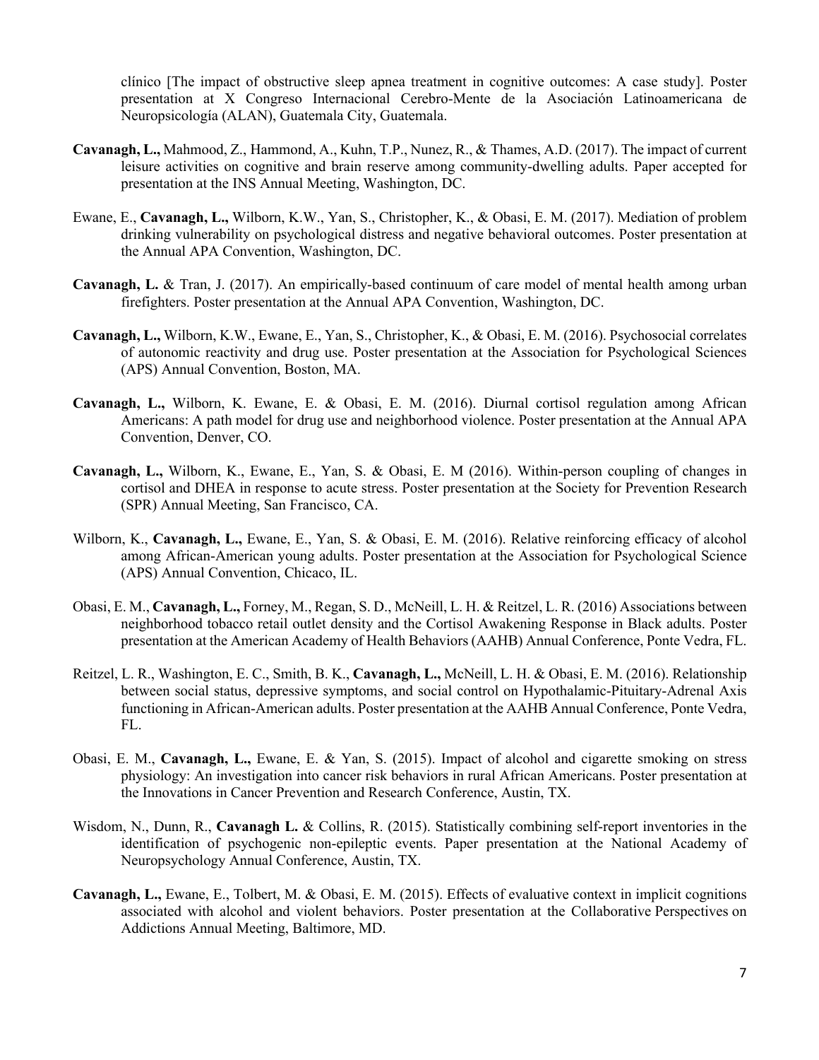clínico [The impact of obstructive sleep apnea treatment in cognitive outcomes: A case study]. Poster presentation at X Congreso Internacional Cerebro-Mente de la Asociación Latinoamericana de Neuropsicología (ALAN), Guatemala City, Guatemala.

**Cavanagh, L.,** Mahmood, Z., Hammond, A., Kuhn, T.P., Nunez, R., & Thames, A.D. (2017). The impact of current leisure activities on cognitive and brain reserve among community-dwelling adults. Paper accepted for presentation at the INS Annual Meeting, Washington, DC.

Ewane, E., **Cavanagh, L.,** Wilborn, K.W., Yan, S., Christopher, K., & Obasi, E. M. (2017). Mediation of problem drinking vulnerability on psychological distress and negative behavioral outcomes. Poster presentation at the Annual APA Convention, Washington, DC.

**Cavanagh, L.** & Tran, J. (2017). An empirically-based continuum of care model of mental health among urban firefighters. Poster presentation at the Annual APA Convention, Washington, DC.

**Cavanagh, L.,** Wilborn, K.W., Ewane, E., Yan, S., Christopher, K., & Obasi, E. M. (2016). Psychosocial correlates of autonomic reactivity and drug use. Poster presentation at the Association for Psychological Sciences (APS) Annual Convention, Boston, MA.

**Cavanagh, L.,** Wilborn, K. Ewane, E. & Obasi, E. M. (2016). Diurnal cortisol regulation among African Americans: A path model for drug use and neighborhood violence. Poster presentation at the Annual APA Convention, Denver, CO.

**Cavanagh, L.,** Wilborn, K., Ewane, E., Yan, S. & Obasi, E. M (2016). Within-person coupling of changes in cortisol and DHEA in response to acute stress. Poster presentation at the Society for Prevention Research (SPR) Annual Meeting, San Francisco, CA.

Wilborn, K., **Cavanagh, L.,** Ewane, E., Yan, S. & Obasi, E. M. (2016). Relative reinforcing efficacy of alcohol among African-American young adults. Poster presentation at the Association for Psychological Science (APS) Annual Convention, Chicaco, IL.

Obasi, E. M., **Cavanagh, L.,** Forney, M., Regan, S. D., McNeill, L. H. & Reitzel, L. R. (2016) Associations between neighborhood tobacco retail outlet density and the Cortisol Awakening Response in Black adults. Poster presentation at the American Academy of Health Behaviors (AAHB) Annual Conference, Ponte Vedra, FL.

Reitzel, L. R., Washington, E. C., Smith, B. K., **Cavanagh, L.,** McNeill, L. H. & Obasi, E. M. (2016). Relationship between social status, depressive symptoms, and social control on Hypothalamic-Pituitary-Adrenal Axis functioning in African-American adults. Poster presentation at the AAHB Annual Conference, Ponte Vedra, FL.

Obasi, E. M., **Cavanagh, L.,** Ewane, E. & Yan, S. (2015). Impact of alcohol and cigarette smoking on stress physiology: An investigation into cancer risk behaviors in rural African Americans. Poster presentation at the Innovations in Cancer Prevention and Research Conference, Austin, TX.

Wisdom, N., Dunn, R., **Cavanagh L.** & Collins, R. (2015). Statistically combining self-report inventories in the identification of psychogenic non-epileptic events. Paper presentation at the National Academy of Neuropsychology Annual Conference, Austin, TX.

**Cavanagh, L.,** Ewane, E., Tolbert, M. & Obasi, E. M. (2015). Effects of evaluative context in implicit cognitions associated with alcohol and violent behaviors. Poster presentation at the Collaborative Perspectives on Addictions Annual Meeting, Baltimore, MD.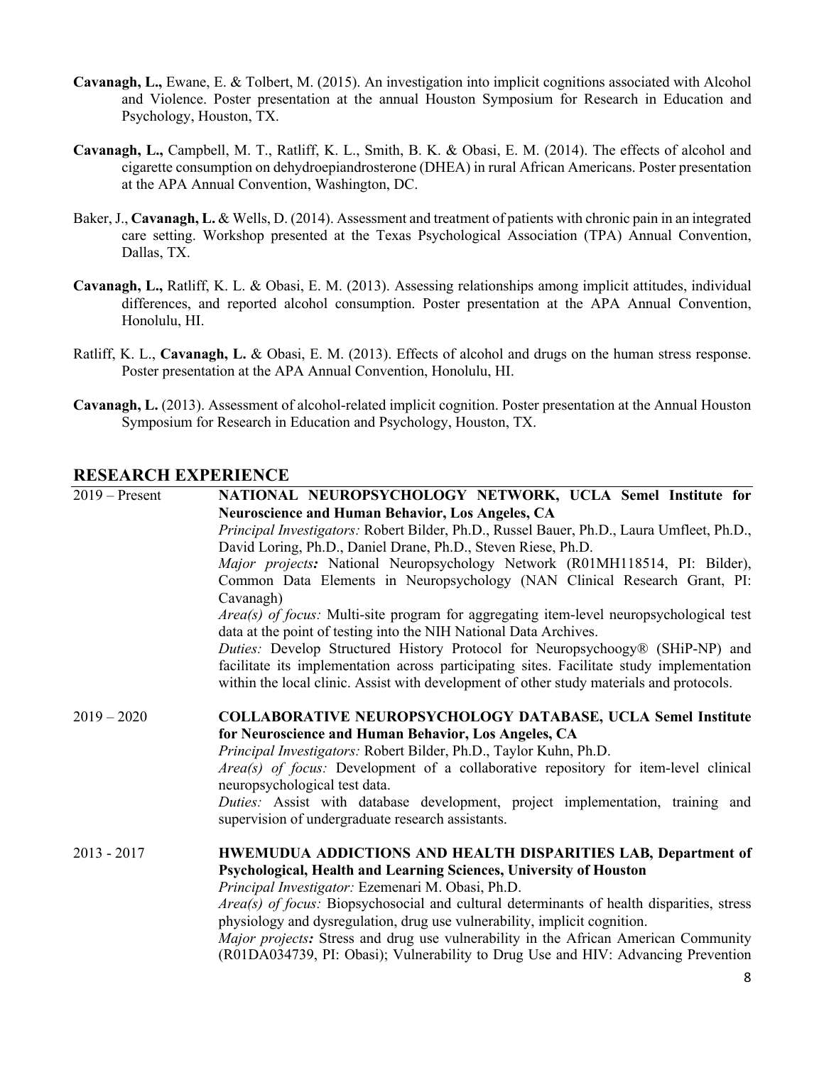**Cavanagh, L.,** Ewane, E. & Tolbert, M. (2015). An investigation into implicit cognitions associated with Alcohol and Violence. Poster presentation at the annual Houston Symposium for Research in Education and Psychology, Houston, TX.

**Cavanagh, L.,** Campbell, M. T., Ratliff, K. L., Smith, B. K. & Obasi, E. M. (2014). The effects of alcohol and cigarette consumption on dehydroepiandrosterone (DHEA) in rural African Americans. Poster presentation at the APA Annual Convention, Washington, DC.

Baker, J., **Cavanagh, L.** & Wells, D. (2014). Assessment and treatment of patients with chronic pain in an integrated care setting. Workshop presented at the Texas Psychological Association (TPA) Annual Convention, Dallas, TX.

**Cavanagh, L.,** Ratliff, K. L. & Obasi, E. M. (2013). Assessing relationships among implicit attitudes, individual differences, and reported alcohol consumption. Poster presentation at the APA Annual Convention, Honolulu, HI.

Ratliff, K. L., **Cavanagh, L.** & Obasi, E. M. (2013). Effects of alcohol and drugs on the human stress response. Poster presentation at the APA Annual Convention, Honolulu, HI.

**Cavanagh, L.** (2013). Assessment of alcohol-related implicit cognition. Poster presentation at the Annual Houston Symposium for Research in Education and Psychology, Houston, TX.

## RESEARCH EXPERIENCE

2019 – Present **NATIONAL NEUROPSYCHOLOGY NETWORK, UCLA Semel Institute for Neuroscience and Human Behavior, Los Angeles, CA**
*Principal Investigators:* Robert Bilder, Ph.D., Russel Bauer, Ph.D., Laura Umfleet, Ph.D., David Loring, Ph.D., Daniel Drane, Ph.D., Steven Riese, Ph.D.
*Major projects:* National Neuropsychology Network (R01MH118514, PI: Bilder), Common Data Elements in Neuropsychology (NAN Clinical Research Grant, PI: Cavanagh)
*Area(s) of focus:* Multi-site program for aggregating item-level neuropsychological test data at the point of testing into the NIH National Data Archives.
*Duties:* Develop Structured History Protocol for Neuropsychoogy® (SHiP-NP) and facilitate its implementation across participating sites. Facilitate study implementation within the local clinic. Assist with development of other study materials and protocols.

2019 – 2020 **COLLABORATIVE NEUROPSYCHOLOGY DATABASE, UCLA Semel Institute for Neuroscience and Human Behavior, Los Angeles, CA**
*Principal Investigators:* Robert Bilder, Ph.D., Taylor Kuhn, Ph.D.
*Area(s) of focus:* Development of a collaborative repository for item-level clinical neuropsychological test data.
*Duties:* Assist with database development, project implementation, training and supervision of undergraduate research assistants.

2013 - 2017 **HWEMUDUA ADDICTIONS AND HEALTH DISPARITIES LAB, Department of Psychological, Health and Learning Sciences, University of Houston**
*Principal Investigator:* Ezemenari M. Obasi, Ph.D.
*Area(s) of focus:* Biopsychosocial and cultural determinants of health disparities, stress physiology and dysregulation, drug use vulnerability, implicit cognition.
*Major projects:* Stress and drug use vulnerability in the African American Community (R01DA034739, PI: Obasi); Vulnerability to Drug Use and HIV: Advancing Prevention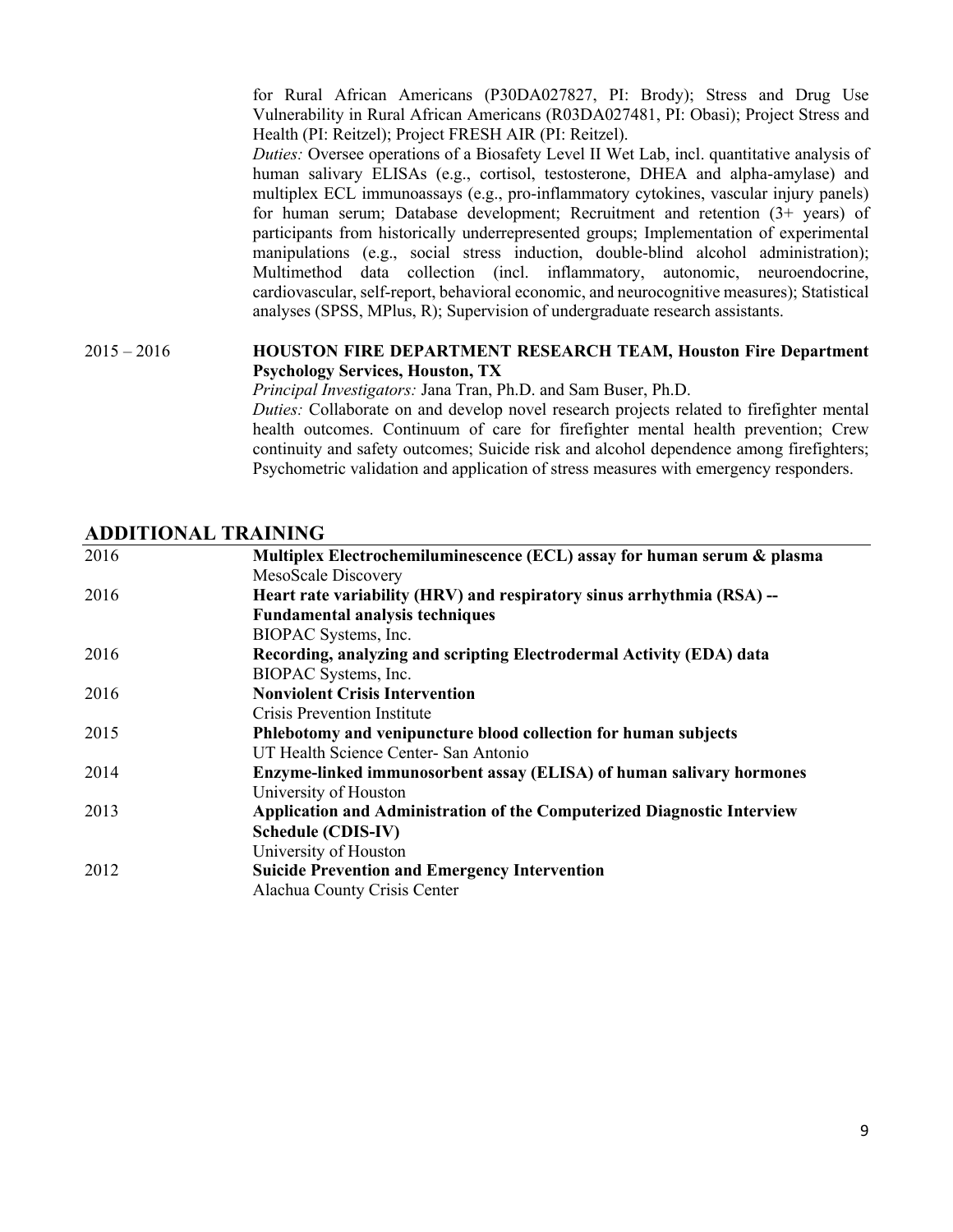for Rural African Americans (P30DA027827, PI: Brody); Stress and Drug Use Vulnerability in Rural African Americans (R03DA027481, PI: Obasi); Project Stress and Health (PI: Reitzel); Project FRESH AIR (PI: Reitzel).

*Duties:* Oversee operations of a Biosafety Level II Wet Lab, incl. quantitative analysis of human salivary ELISAs (e.g., cortisol, testosterone, DHEA and alpha-amylase) and multiplex ECL immunoassays (e.g., pro-inflammatory cytokines, vascular injury panels) for human serum; Database development; Recruitment and retention (3+ years) of participants from historically underrepresented groups; Implementation of experimental manipulations (e.g., social stress induction, double-blind alcohol administration); Multimethod data collection (incl. inflammatory, autonomic, neuroendocrine, cardiovascular, self-report, behavioral economic, and neurocognitive measures); Statistical analyses (SPSS, MPlus, R); Supervision of undergraduate research assistants.

2015 – 2016 **HOUSTON FIRE DEPARTMENT RESEARCH TEAM, Houston Fire Department Psychology Services, Houston, TX**

*Principal Investigators:* Jana Tran, Ph.D. and Sam Buser, Ph.D.

*Duties:* Collaborate on and develop novel research projects related to firefighter mental health outcomes. Continuum of care for firefighter mental health prevention; Crew continuity and safety outcomes; Suicide risk and alcohol dependence among firefighters; Psychometric validation and application of stress measures with emergency responders.

## ADDITIONAL TRAINING

2016 **Multiplex Electrochemiluminescence (ECL) assay for human serum & plasma**
MesoScale Discovery

2016 **Heart rate variability (HRV) and respiratory sinus arrhythmia (RSA) -- Fundamental analysis techniques**
BIOPAC Systems, Inc.

2016 **Recording, analyzing and scripting Electrodermal Activity (EDA) data**
BIOPAC Systems, Inc.

2016 **Nonviolent Crisis Intervention**
Crisis Prevention Institute

2015 **Phlebotomy and venipuncture blood collection for human subjects**
UT Health Science Center- San Antonio

2014 **Enzyme-linked immunosorbent assay (ELISA) of human salivary hormones**
University of Houston

2013 **Application and Administration of the Computerized Diagnostic Interview Schedule (CDIS-IV)**
University of Houston

2012 **Suicide Prevention and Emergency Intervention**
Alachua County Crisis Center